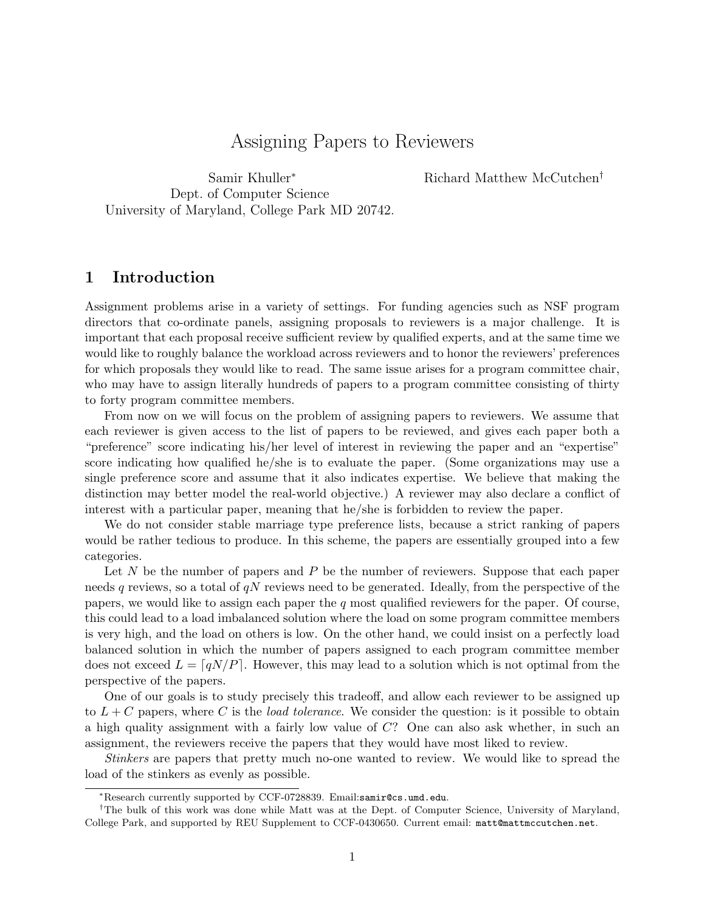# Assigning Papers to Reviewers

Samir Khuller[*]
Dept. of Computer Science
University of Maryland, College Park MD 20742.

Richard Matthew McCutchen[†]

## 1 Introduction

Assignment problems arise in a variety of settings. For funding agencies such as NSF program directors that co-ordinate panels, assigning proposals to reviewers is a major challenge. It is important that each proposal receive sufficient review by qualified experts, and at the same time we would like to roughly balance the workload across reviewers and to honor the reviewers' preferences for which proposals they would like to read. The same issue arises for a program committee chair, who may have to assign literally hundreds of papers to a program committee consisting of thirty to forty program committee members.

From now on we will focus on the problem of assigning papers to reviewers. We assume that each reviewer is given access to the list of papers to be reviewed, and gives each paper both a "preference" score indicating his/her level of interest in reviewing the paper and an "expertise" score indicating how qualified he/she is to evaluate the paper. (Some organizations may use a single preference score and assume that it also indicates expertise. We believe that making the distinction may better model the real-world objective.) A reviewer may also declare a conflict of interest with a particular paper, meaning that he/she is forbidden to review the paper.

We do not consider stable marriage type preference lists, because a strict ranking of papers would be rather tedious to produce. In this scheme, the papers are essentially grouped into a few categories.

Let $N$ be the number of papers and $P$ be the number of reviewers. Suppose that each paper needs $q$ reviews, so a total of $qN$ reviews need to be generated. Ideally, from the perspective of the papers, we would like to assign each paper the $q$ most qualified reviewers for the paper. Of course, this could lead to a load imbalanced solution where the load on some program committee members is very high, and the load on others is low. On the other hand, we could insist on a perfectly load balanced solution in which the number of papers assigned to each program committee member does not exceed $L = \lceil qN/P \rceil$. However, this may lead to a solution which is not optimal from the perspective of the papers.

One of our goals is to study precisely this tradeoff, and allow each reviewer to be assigned up to $L + C$ papers, where $C$ is the *load tolerance*. We consider the question: is it possible to obtain a high quality assignment with a fairly low value of $C$? One can also ask whether, in such an assignment, the reviewers receive the papers that they would have most liked to review.

*Stinkers* are papers that pretty much no-one wanted to review. We would like to spread the load of the stinkers as evenly as possible.

---

[*] Research currently supported by CCF-0728839. Email: `samir@cs.umd.edu`.

[†] The bulk of this work was done while Matt was at the Dept. of Computer Science, University of Maryland, College Park, and supported by REU Supplement to CCF-0430650. Current email: `matt@mattmccutchen.net`.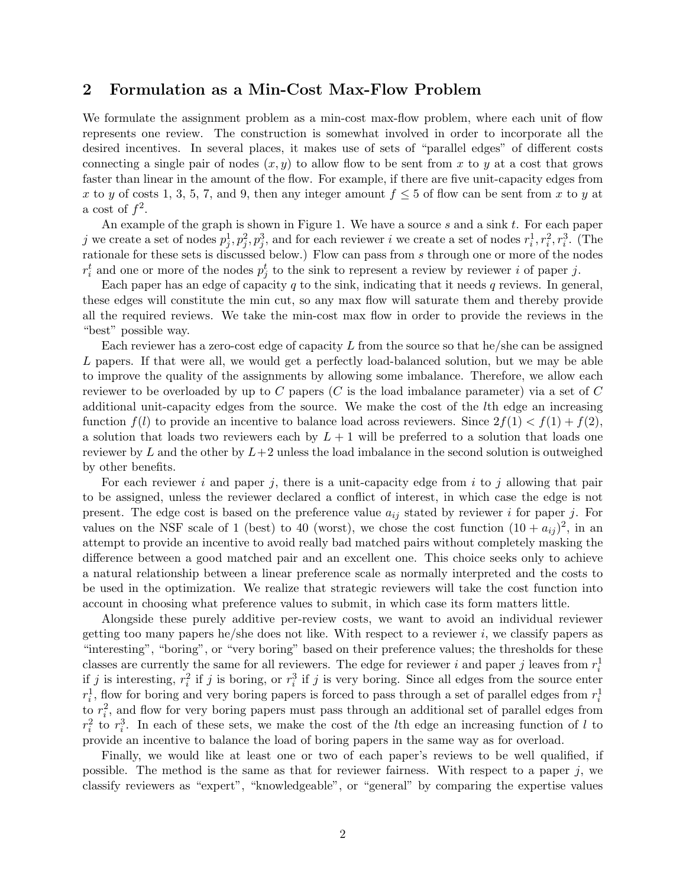## 2 Formulation as a Min-Cost Max-Flow Problem

We formulate the assignment problem as a min-cost max-flow problem, where each unit of flow represents one review. The construction is somewhat involved in order to incorporate all the desired incentives. In several places, it makes use of sets of "parallel edges" of different costs connecting a single pair of nodes $(x, y)$ to allow flow to be sent from $x$ to $y$ at a cost that grows faster than linear in the amount of the flow. For example, if there are five unit-capacity edges from $x$ to $y$ of costs 1, 3, 5, 7, and 9, then any integer amount $f \leq 5$ of flow can be sent from $x$ to $y$ at a cost of $f^2$.

An example of the graph is shown in Figure 1. We have a source $s$ and a sink $t$. For each paper $j$ we create a set of nodes $p_j^1, p_j^2, p_j^3$, and for each reviewer $i$ we create a set of nodes $r_i^1, r_i^2, r_i^3$. (The rationale for these sets is discussed below.) Flow can pass from $s$ through one or more of the nodes $r_i^t$ and one or more of the nodes $p_j^t$ to the sink to represent a review by reviewer $i$ of paper $j$.

Each paper has an edge of capacity $q$ to the sink, indicating that it needs $q$ reviews. In general, these edges will constitute the min cut, so any max flow will saturate them and thereby provide all the required reviews. We take the min-cost max flow in order to provide the reviews in the "best" possible way.

Each reviewer has a zero-cost edge of capacity $L$ from the source so that he/she can be assigned $L$ papers. If that were all, we would get a perfectly load-balanced solution, but we may be able to improve the quality of the assignments by allowing some imbalance. Therefore, we allow each reviewer to be overloaded by up to $C$ papers ($C$ is the load imbalance parameter) via a set of $C$ additional unit-capacity edges from the source. We make the cost of the $l$th edge an increasing function $f(l)$ to provide an incentive to balance load across reviewers. Since $2f(1) < f(1) + f(2)$, a solution that loads two reviewers each by $L + 1$ will be preferred to a solution that loads one reviewer by $L$ and the other by $L+2$ unless the load imbalance in the second solution is outweighed by other benefits.

For each reviewer $i$ and paper $j$, there is a unit-capacity edge from $i$ to $j$ allowing that pair to be assigned, unless the reviewer declared a conflict of interest, in which case the edge is not present. The edge cost is based on the preference value $a_{ij}$ stated by reviewer $i$ for paper $j$. For values on the NSF scale of 1 (best) to 40 (worst), we chose the cost function $(10 + a_{ij})^2$, in an attempt to provide an incentive to avoid really bad matched pairs without completely masking the difference between a good matched pair and an excellent one. This choice seeks only to achieve a natural relationship between a linear preference scale as normally interpreted and the costs to be used in the optimization. We realize that strategic reviewers will take the cost function into account in choosing what preference values to submit, in which case its form matters little.

Alongside these purely additive per-review costs, we want to avoid an individual reviewer getting too many papers he/she does not like. With respect to a reviewer $i$, we classify papers as "interesting", "boring", or "very boring" based on their preference values; the thresholds for these classes are currently the same for all reviewers. The edge for reviewer $i$ and paper $j$ leaves from $r_i^1$ if $j$ is interesting, $r_i^2$ if $j$ is boring, or $r_i^3$ if $j$ is very boring. Since all edges from the source enter $r_i^1$, flow for boring and very boring papers is forced to pass through a set of parallel edges from $r_i^1$ to $r_i^2$, and flow for very boring papers must pass through an additional set of parallel edges from $r_i^2$ to $r_i^3$. In each of these sets, we make the cost of the $l$th edge an increasing function of $l$ to provide an incentive to balance the load of boring papers in the same way as for overload.

Finally, we would like at least one or two of each paper's reviews to be well qualified, if possible. The method is the same as that for reviewer fairness. With respect to a paper $j$, we classify reviewers as "expert", "knowledgeable", or "general" by comparing the expertise values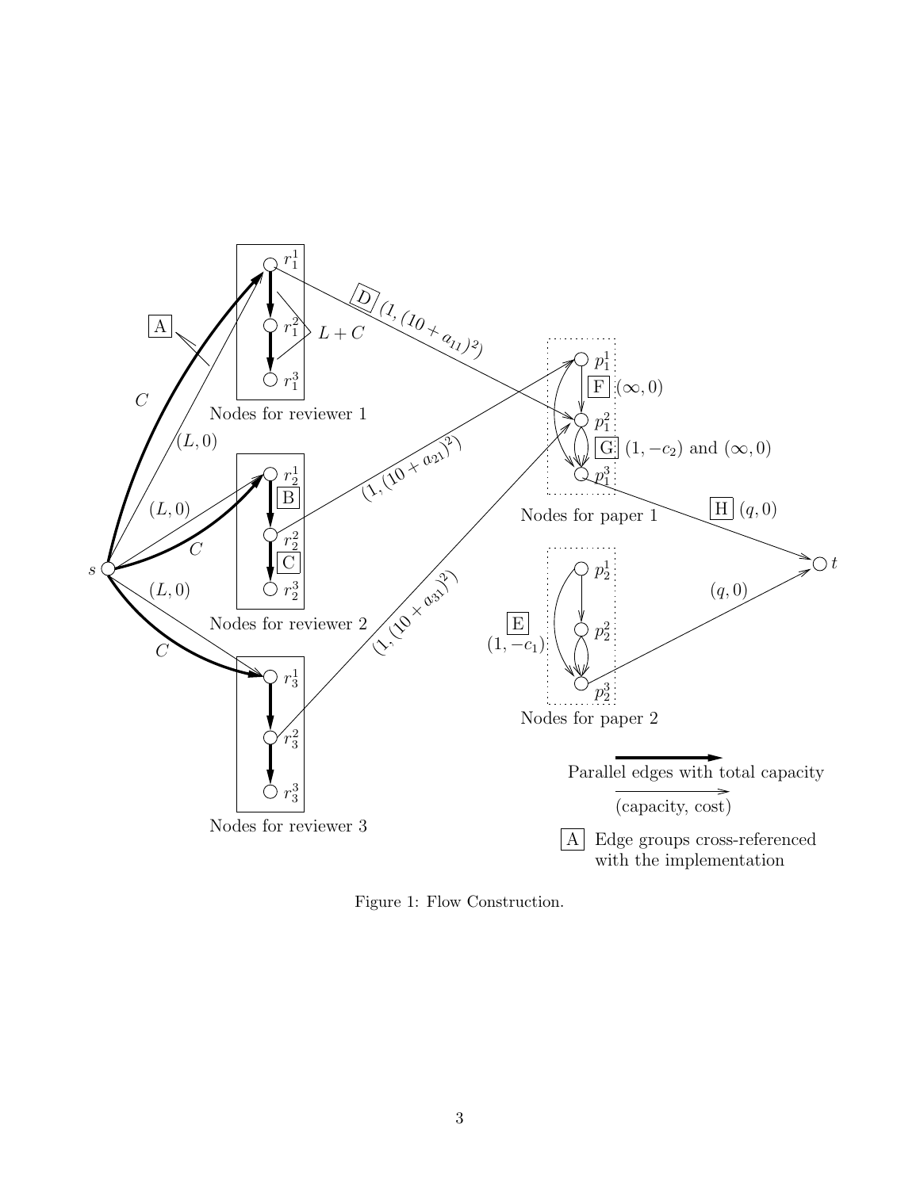Figure 1: Flow Construction.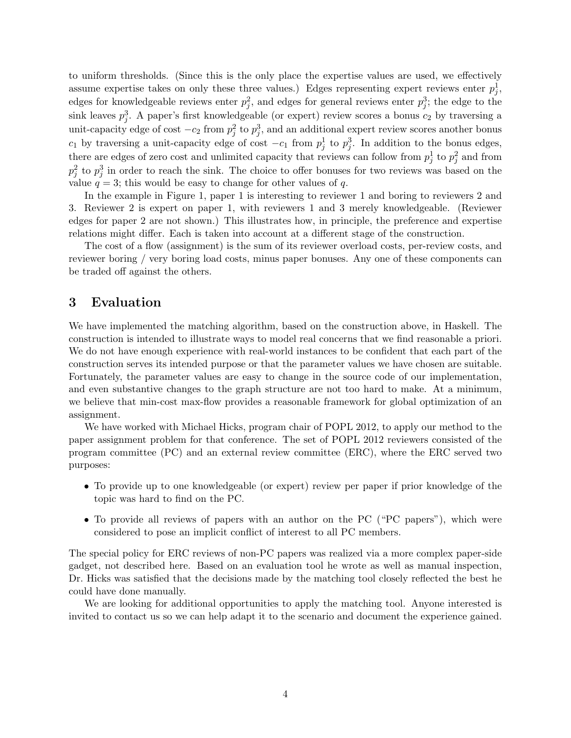to uniform thresholds. (Since this is the only place the expertise values are used, we effectively assume expertise takes on only these three values.) Edges representing expert reviews enter $p_j^1$, edges for knowledgeable reviews enter $p_j^2$, and edges for general reviews enter $p_j^3$; the edge to the sink leaves $p_j^3$. A paper's first knowledgeable (or expert) review scores a bonus $c_2$ by traversing a unit-capacity edge of cost $-c_2$ from $p_j^2$ to $p_j^3$, and an additional expert review scores another bonus $c_1$ by traversing a unit-capacity edge of cost $-c_1$ from $p_j^1$ to $p_j^3$. In addition to the bonus edges, there are edges of zero cost and unlimited capacity that reviews can follow from $p_j^1$ to $p_j^2$ and from $p_j^2$ to $p_j^3$ in order to reach the sink. The choice to offer bonuses for two reviews was based on the value $q = 3$; this would be easy to change for other values of $q$.

In the example in Figure 1, paper 1 is interesting to reviewer 1 and boring to reviewers 2 and 3. Reviewer 2 is expert on paper 1, with reviewers 1 and 3 merely knowledgeable. (Reviewer edges for paper 2 are not shown.) This illustrates how, in principle, the preference and expertise relations might differ. Each is taken into account at a different stage of the construction.

The cost of a flow (assignment) is the sum of its reviewer overload costs, per-review costs, and reviewer boring / very boring load costs, minus paper bonuses. Any one of these components can be traded off against the others.

## 3 Evaluation

We have implemented the matching algorithm, based on the construction above, in Haskell. The construction is intended to illustrate ways to model real concerns that we find reasonable a priori. We do not have enough experience with real-world instances to be confident that each part of the construction serves its intended purpose or that the parameter values we have chosen are suitable. Fortunately, the parameter values are easy to change in the source code of our implementation, and even substantive changes to the graph structure are not too hard to make. At a minimum, we believe that min-cost max-flow provides a reasonable framework for global optimization of an assignment.

We have worked with Michael Hicks, program chair of POPL 2012, to apply our method to the paper assignment problem for that conference. The set of POPL 2012 reviewers consisted of the program committee (PC) and an external review committee (ERC), where the ERC served two purposes:

- To provide up to one knowledgeable (or expert) review per paper if prior knowledge of the topic was hard to find on the PC.
- To provide all reviews of papers with an author on the PC ("PC papers"), which were considered to pose an implicit conflict of interest to all PC members.

The special policy for ERC reviews of non-PC papers was realized via a more complex paper-side gadget, not described here. Based on an evaluation tool he wrote as well as manual inspection, Dr. Hicks was satisfied that the decisions made by the matching tool closely reflected the best he could have done manually.

We are looking for additional opportunities to apply the matching tool. Anyone interested is invited to contact us so we can help adapt it to the scenario and document the experience gained.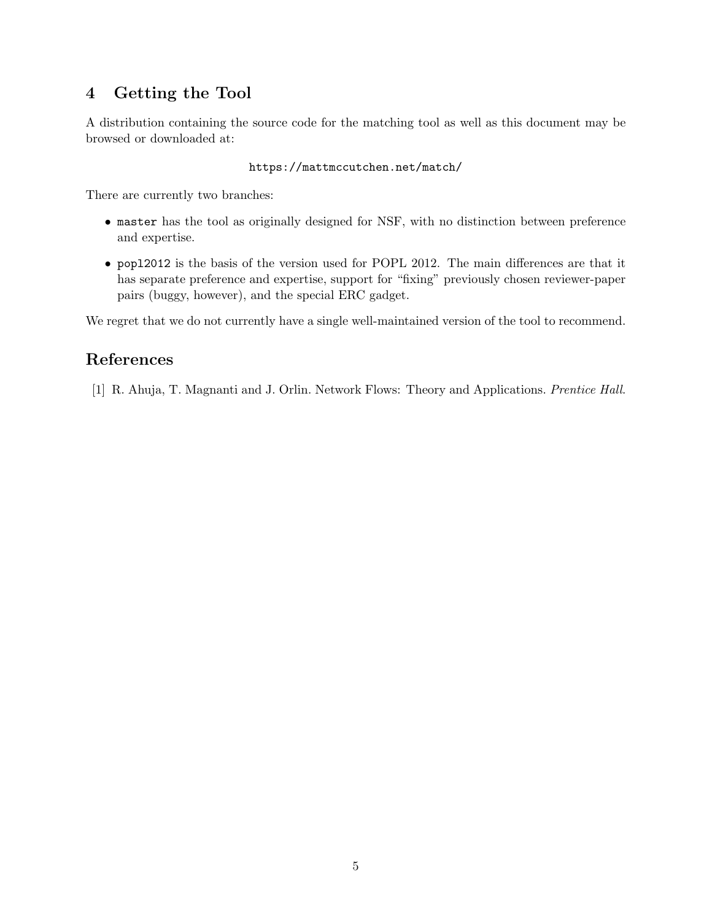# 4 Getting the Tool

A distribution containing the source code for the matching tool as well as this document may be browsed or downloaded at:

`https://mattmccutchen.net/match/`

There are currently two branches:

- `master` has the tool as originally designed for NSF, with no distinction between preference and expertise.
- `popl2012` is the basis of the version used for POPL 2012. The main differences are that it has separate preference and expertise, support for "fixing" previously chosen reviewer-paper pairs (buggy, however), and the special ERC gadget.

We regret that we do not currently have a single well-maintained version of the tool to recommend.

# References

[1] R. Ahuja, T. Magnanti and J. Orlin. Network Flows: Theory and Applications. *Prentice Hall*.